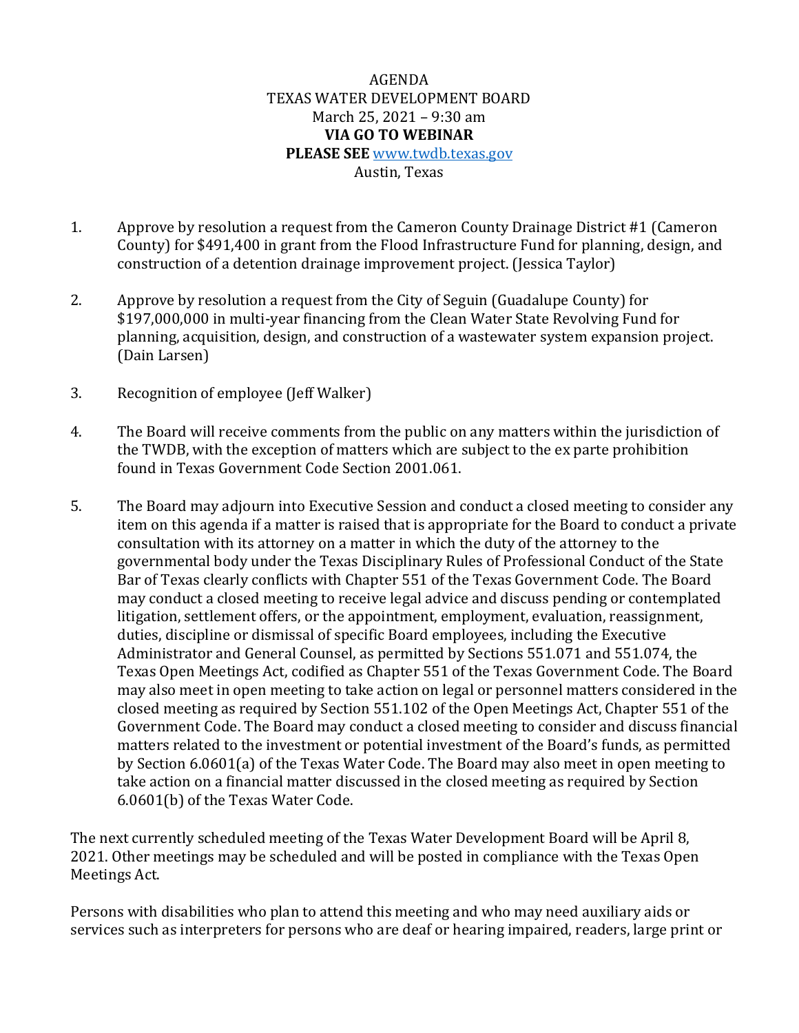AGENDA
TEXAS WATER DEVELOPMENT BOARD
March 25, 2021 – 9:30 am
**VIA GO TO WEBINAR**
**PLEASE SEE** [www.twdb.texas.gov](http://www.twdb.texas.gov)
Austin, Texas

1. Approve by resolution a request from the Cameron County Drainage District #1 (Cameron County) for $491,400 in grant from the Flood Infrastructure Fund for planning, design, and construction of a detention drainage improvement project. (Jessica Taylor)

2. Approve by resolution a request from the City of Seguin (Guadalupe County) for $197,000,000 in multi-year financing from the Clean Water State Revolving Fund for planning, acquisition, design, and construction of a wastewater system expansion project. (Dain Larsen)

3. Recognition of employee (Jeff Walker)

4. The Board will receive comments from the public on any matters within the jurisdiction of the TWDB, with the exception of matters which are subject to the ex parte prohibition found in Texas Government Code Section 2001.061.

5. The Board may adjourn into Executive Session and conduct a closed meeting to consider any item on this agenda if a matter is raised that is appropriate for the Board to conduct a private consultation with its attorney on a matter in which the duty of the attorney to the governmental body under the Texas Disciplinary Rules of Professional Conduct of the State Bar of Texas clearly conflicts with Chapter 551 of the Texas Government Code. The Board may conduct a closed meeting to receive legal advice and discuss pending or contemplated litigation, settlement offers, or the appointment, employment, evaluation, reassignment, duties, discipline or dismissal of specific Board employees, including the Executive Administrator and General Counsel, as permitted by Sections 551.071 and 551.074, the Texas Open Meetings Act, codified as Chapter 551 of the Texas Government Code. The Board may also meet in open meeting to take action on legal or personnel matters considered in the closed meeting as required by Section 551.102 of the Open Meetings Act, Chapter 551 of the Government Code. The Board may conduct a closed meeting to consider and discuss financial matters related to the investment or potential investment of the Board's funds, as permitted by Section 6.0601(a) of the Texas Water Code. The Board may also meet in open meeting to take action on a financial matter discussed in the closed meeting as required by Section 6.0601(b) of the Texas Water Code.

The next currently scheduled meeting of the Texas Water Development Board will be April 8, 2021. Other meetings may be scheduled and will be posted in compliance with the Texas Open Meetings Act.

Persons with disabilities who plan to attend this meeting and who may need auxiliary aids or services such as interpreters for persons who are deaf or hearing impaired, readers, large print or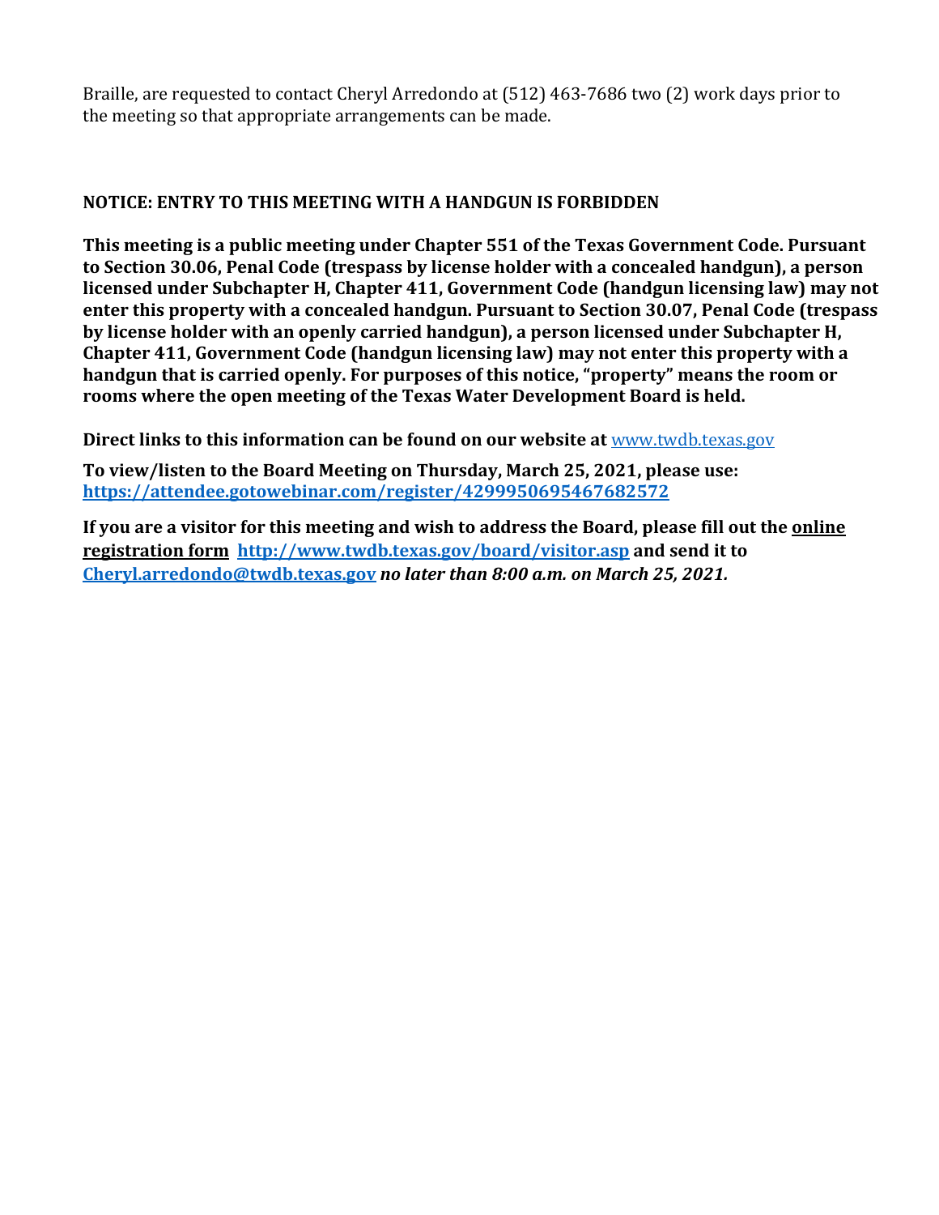Braille, are requested to contact Cheryl Arredondo at (512) 463-7686 two (2) work days prior to the meeting so that appropriate arrangements can be made.

**NOTICE: ENTRY TO THIS MEETING WITH A HANDGUN IS FORBIDDEN**

**This meeting is a public meeting under Chapter 551 of the Texas Government Code. Pursuant to Section 30.06, Penal Code (trespass by license holder with a concealed handgun), a person licensed under Subchapter H, Chapter 411, Government Code (handgun licensing law) may not enter this property with a concealed handgun. Pursuant to Section 30.07, Penal Code (trespass by license holder with an openly carried handgun), a person licensed under Subchapter H, Chapter 411, Government Code (handgun licensing law) may not enter this property with a handgun that is carried openly. For purposes of this notice, "property" means the room or rooms where the open meeting of the Texas Water Development Board is held.**

**Direct links to this information can be found on our website at** [www.twdb.texas.gov](http://www.twdb.texas.gov)

**To view/listen to the Board Meeting on Thursday, March 25, 2021, please use:** **[https://attendee.gotowebinar.com/register/4299950695467682572](https://attendee.gotowebinar.com/register/4299950695467682572)**

**If you are a visitor for this meeting and wish to address the Board, please fill out the online registration form [http://www.twdb.texas.gov/board/visitor.asp](http://www.twdb.texas.gov/board/visitor.asp) and send it to [Cheryl.arredondo@twdb.texas.gov](mailto:Cheryl.arredondo@twdb.texas.gov)** ***no later than 8:00 a.m. on March 25, 2021.***